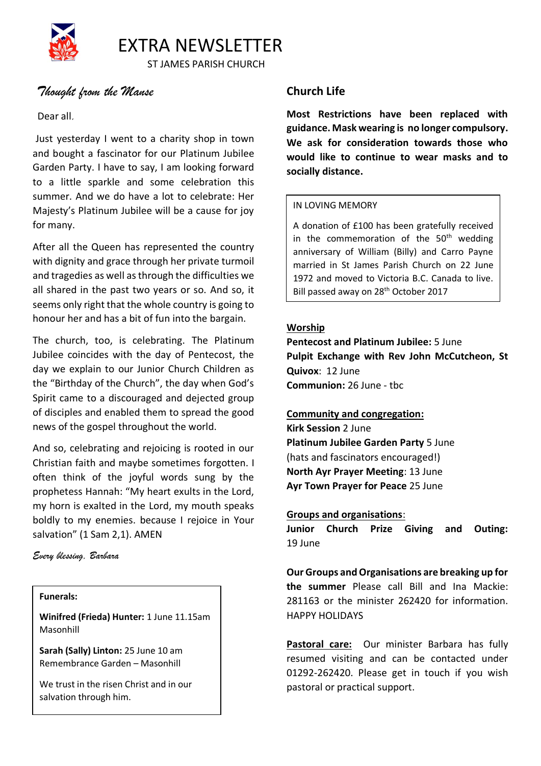# EXTRA NEWSLETTER

ST JAMES PARISH CHURCH

## *Thought from the Manse*

Dear all,

Just yesterday I went to a charity shop in town and bought a fascinator for our Platinum Jubilee Garden Party. I have to say, I am looking forward to a little sparkle and some celebration this summer. And we do have a lot to celebrate: Her Majesty's Platinum Jubilee will be a cause for joy for many.

After all the Queen has represented the country with dignity and grace through her private turmoil and tragedies as well as through the difficulties we all shared in the past two years or so. And so, it seems only right that the whole country is going to honour her and has a bit of fun into the bargain.

The church, too, is celebrating. The Platinum Jubilee coincides with the day of Pentecost, the day we explain to our Junior Church Children as the "Birthday of the Church", the day when God's Spirit came to a discouraged and dejected group of disciples and enabled them to spread the good news of the gospel throughout the world.

And so, celebrating and rejoicing is rooted in our Christian faith and maybe sometimes forgotten. I often think of the joyful words sung by the prophetess Hannah: "My heart exults in the Lord, my horn is exalted in the Lord, my mouth speaks boldly to my enemies. because I rejoice in Your salvation" (1 Sam 2,1). AMEN

*Every blessing, Barbara*

**Funerals:**

**Winifred (Frieda) Hunter:** 1 June 11.15am Masonhill

**Sarah (Sally) Linton:** 25 June 10 am Remembrance Garden – Masonhill

We trust in the risen Christ and in our salvation through him.

## Church Life

**Most Restrictions have been replaced with guidance. Mask wearing is no longer compulsory. We ask for consideration towards those who would like to continue to wear masks and to socially distance.**

IN LOVING MEMORY

A donation of £100 has been gratefully received in the commemoration of the 50th wedding anniversary of William (Billy) and Carro Payne married in St James Parish Church on 22 June 1972 and moved to Victoria B.C. Canada to live. Bill passed away on 28th October 2017

**Worship**

**Pentecost and Platinum Jubilee:** 5 June
**Pulpit Exchange with Rev John McCutcheon, St Quivox**: 12 June
**Communion:** 26 June - tbc

**Community and congregation:**

**Kirk Session** 2 June
**Platinum Jubilee Garden Party** 5 June (hats and fascinators encouraged!)
**North Ayr Prayer Meeting**: 13 June
**Ayr Town Prayer for Peace** 25 June

**Groups and organisations**:

**Junior Church Prize Giving and Outing:** 19 June

**Our Groups and Organisations are breaking up for the summer** Please call Bill and Ina Mackie: 281163 or the minister 262420 for information. HAPPY HOLIDAYS

**Pastoral care:** Our minister Barbara has fully resumed visiting and can be contacted under 01292-262420. Please get in touch if you wish pastoral or practical support.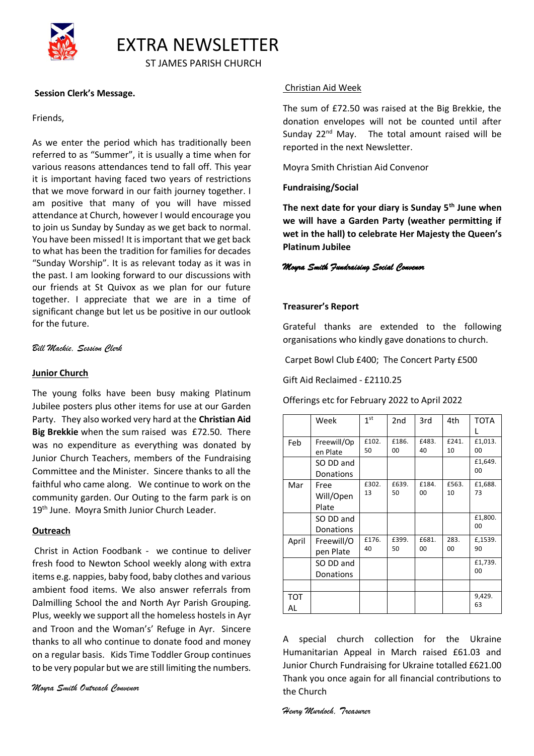# EXTRA NEWSLETTER

ST JAMES PARISH CHURCH

**Session Clerk's Message.**

Friends,

As we enter the period which has traditionally been referred to as "Summer", it is usually a time when for various reasons attendances tend to fall off. This year it is important having faced two years of restrictions that we move forward in our faith journey together. I am positive that many of you will have missed attendance at Church, however I would encourage you to join us Sunday by Sunday as we get back to normal. You have been missed! It is important that we get back to what has been the tradition for families for decades "Sunday Worship". It is as relevant today as it was in the past. I am looking forward to our discussions with our friends at St Quivox as we plan for our future together. I appreciate that we are in a time of significant change but let us be positive in our outlook for the future.

*Bill Mackie, Session Clerk*

**Junior Church**

The young folks have been busy making Platinum Jubilee posters plus other items for use at our Garden Party. They also worked very hard at the **Christian Aid Big Brekkie** when the sum raised was £72.50. There was no expenditure as everything was donated by Junior Church Teachers, members of the Fundraising Committee and the Minister. Sincere thanks to all the faithful who came along. We continue to work on the community garden. Our Outing to the farm park is on 19th June. Moyra Smith Junior Church Leader.

**Outreach**

Christ in Action Foodbank - we continue to deliver fresh food to Newton School weekly along with extra items e.g. nappies, baby food, baby clothes and various ambient food items. We also answer referrals from Dalmilling School the and North Ayr Parish Grouping. Plus, weekly we support all the homeless hostels in Ayr and Troon and the Woman's' Refuge in Ayr. Sincere thanks to all who continue to donate food and money on a regular basis. Kids Time Toddler Group continues to be very popular but we are still limiting the numbers.

*Moyra Smith Outreach Convenor*

Christian Aid Week

The sum of £72.50 was raised at the Big Brekkie, the donation envelopes will not be counted until after Sunday 22nd May. The total amount raised will be reported in the next Newsletter.

Moyra Smith Christian Aid Convenor

**Fundraising/Social**

**The next date for your diary is Sunday 5th June when we will have a Garden Party (weather permitting if wet in the hall) to celebrate Her Majesty the Queen's Platinum Jubilee**

*Moyra Smith Fundraising Social Convenor*

**Treasurer's Report**

Grateful thanks are extended to the following organisations who kindly gave donations to church.

Carpet Bowl Club £400; The Concert Party £500

Gift Aid Reclaimed - £2110.25

Offerings etc for February 2022 to April 2022

| | Week | 1st | 2nd | 3rd | 4th | TOTAL |
|---|---|---|---|---|---|---|
| Feb | Freewill/Open Plate | £102.50 | £186.00 | £483.40 | £241.10 | £1,013.00 |
| | SO DD and Donations | | | | | £1,649.00 |
| Mar | Free Will/Open Plate | £302.13 | £639.50 | £184.00 | £563.10 | £1,688.73 |
| | SO DD and Donations | | | | | £1,800.00 |
| April | Freewill/Open Plate | £176.40 | £399.50 | £681.00 | 283.00 | £,1539.90 |
| | SO DD and Donations | | | | | £1,739.00 |
| | | | | | | |
| TOTAL | | | | | | 9,429.63 |

A special church collection for the Ukraine Humanitarian Appeal in March raised £61.03 and Junior Church Fundraising for Ukraine totalled £621.00 Thank you once again for all financial contributions to the Church

*Henry Murdoch, Treasurer*